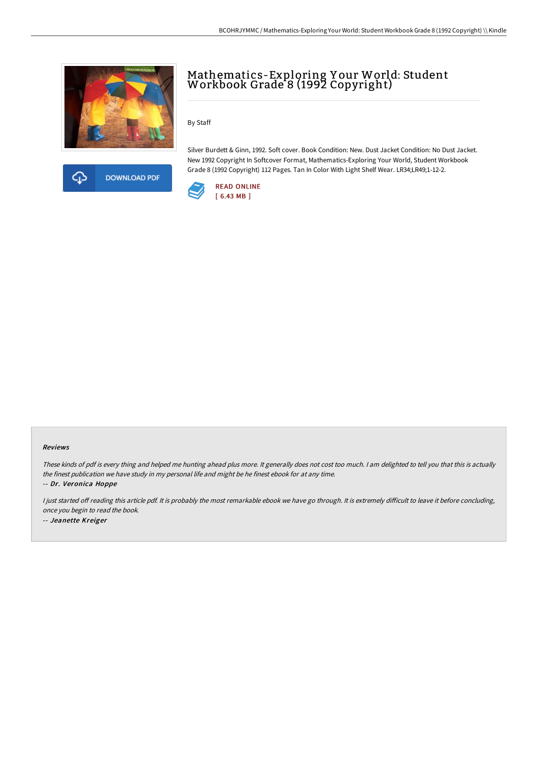# Mathematics-Exploring Your World: Student Workbook Grade 8 (1992 Copyright)

By Staff

Silver Burdett & Ginn, 1992. Soft cover. Book Condition: New. Dust Jacket Condition: No Dust Jacket. New 1992 Copyright In Softcover Format, Mathematics-Exploring Your World, Student Workbook Grade 8 (1992 Copyright) 112 Pages. Tan In Color With Light Shelf Wear. LR34;LR49;1-12-2.

DOWNLOAD PDF

READ ONLINE
[ 6.43 MB ]

### Reviews

*These kinds of pdf is every thing and helped me hunting ahead plus more. It generally does not cost too much. I am delighted to tell you that this is actually the finest publication we have study in my personal life and might be he finest ebook for at any time.*

-- ***Dr. Veronica Hoppe***

*I just started off reading this article pdf. It is probably the most remarkable ebook we have go through. It is extremely difficult to leave it before concluding, once you begin to read the book.*

-- ***Jeanette Kreiger***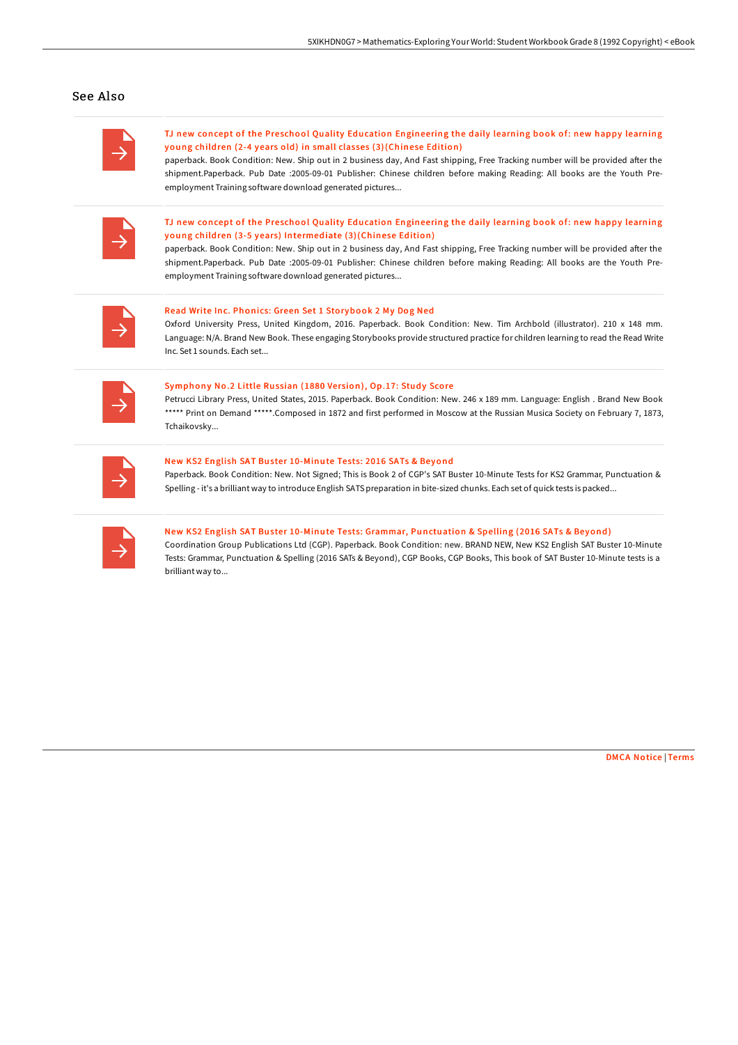## See Also

**TJ new concept of the Preschool Quality Education Engineering the daily learning book of: new happy learning young children (2-4 years old) in small classes (3)(Chinese Edition)**

paperback. Book Condition: New. Ship out in 2 business day, And Fast shipping, Free Tracking number will be provided after the shipment.Paperback. Pub Date :2005-09-01 Publisher: Chinese children before making Reading: All books are the Youth Pre-employment Training software download generated pictures...

**TJ new concept of the Preschool Quality Education Engineering the daily learning book of: new happy learning young children (3-5 years) Intermediate (3)(Chinese Edition)**

paperback. Book Condition: New. Ship out in 2 business day, And Fast shipping, Free Tracking number will be provided after the shipment.Paperback. Pub Date :2005-09-01 Publisher: Chinese children before making Reading: All books are the Youth Pre-employment Training software download generated pictures...

**Read Write Inc. Phonics: Green Set 1 Storybook 2 My Dog Ned**

Oxford University Press, United Kingdom, 2016. Paperback. Book Condition: New. Tim Archbold (illustrator). 210 x 148 mm. Language: N/A. Brand New Book. These engaging Storybooks provide structured practice for children learning to read the Read Write Inc. Set 1 sounds. Each set...

**Symphony No.2 Little Russian (1880 Version), Op.17: Study Score**

Petrucci Library Press, United States, 2015. Paperback. Book Condition: New. 246 x 189 mm. Language: English . Brand New Book ***** Print on Demand *****.Composed in 1872 and first performed in Moscow at the Russian Musica Society on February 7, 1873, Tchaikovsky...

**New KS2 English SAT Buster 10-Minute Tests: 2016 SATs & Beyond**

Paperback. Book Condition: New. Not Signed; This is Book 2 of CGP's SAT Buster 10-Minute Tests for KS2 Grammar, Punctuation & Spelling - it's a brilliant way to introduce English SATS preparation in bite-sized chunks. Each set of quick tests is packed...

**New KS2 English SAT Buster 10-Minute Tests: Grammar, Punctuation & Spelling (2016 SATs & Beyond)**

Coordination Group Publications Ltd (CGP). Paperback. Book Condition: new. BRAND NEW, New KS2 English SAT Buster 10-Minute Tests: Grammar, Punctuation & Spelling (2016 SATs & Beyond), CGP Books, CGP Books, This book of SAT Buster 10-Minute tests is a brilliant way to...